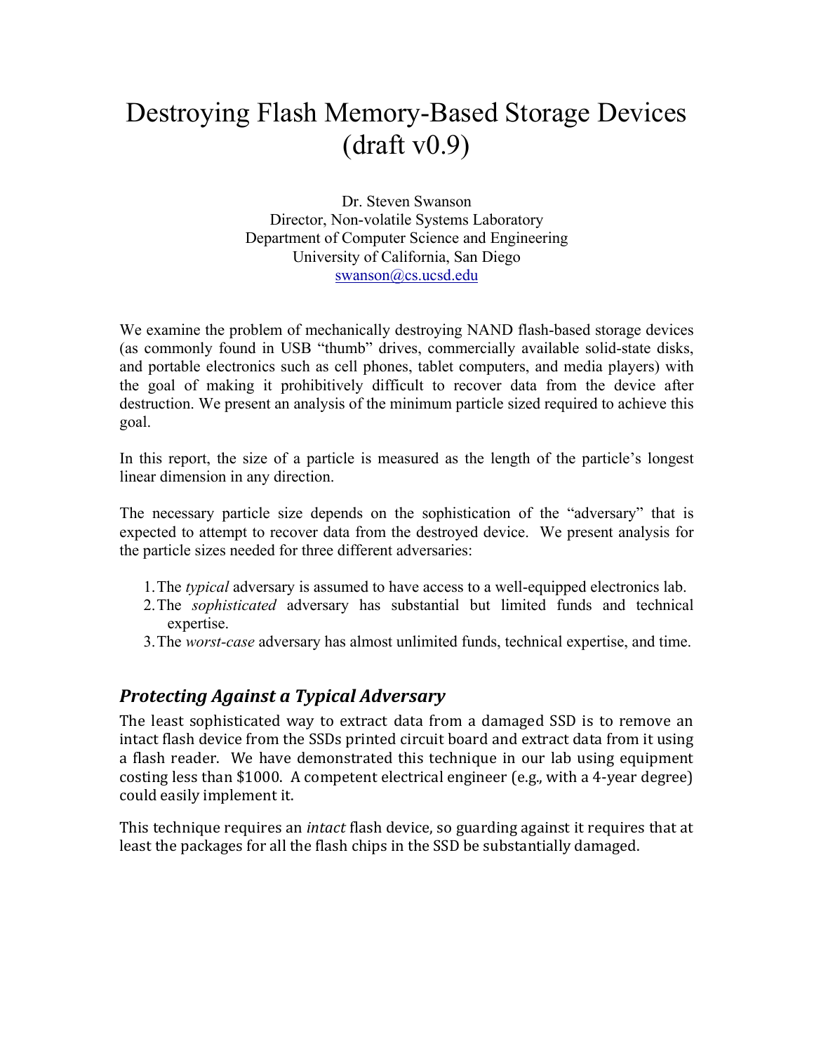# Destroying Flash Memory-Based Storage Devices (draft v0.9)

Dr. Steven Swanson
Director, Non-volatile Systems Laboratory
Department of Computer Science and Engineering
University of California, San Diego
swanson@cs.ucsd.edu

We examine the problem of mechanically destroying NAND flash-based storage devices (as commonly found in USB "thumb" drives, commercially available solid-state disks, and portable electronics such as cell phones, tablet computers, and media players) with the goal of making it prohibitively difficult to recover data from the device after destruction. We present an analysis of the minimum particle sized required to achieve this goal.

In this report, the size of a particle is measured as the length of the particle's longest linear dimension in any direction.

The necessary particle size depends on the sophistication of the "adversary" that is expected to attempt to recover data from the destroyed device. We present analysis for the particle sizes needed for three different adversaries:

1. The *typical* adversary is assumed to have access to a well-equipped electronics lab.
2. The *sophisticated* adversary has substantial but limited funds and technical expertise.
3. The *worst-case* adversary has almost unlimited funds, technical expertise, and time.

## *Protecting Against a Typical Adversary*

The least sophisticated way to extract data from a damaged SSD is to remove an intact flash device from the SSDs printed circuit board and extract data from it using a flash reader. We have demonstrated this technique in our lab using equipment costing less than $1000. A competent electrical engineer (e.g., with a 4-year degree) could easily implement it.

This technique requires an *intact* flash device, so guarding against it requires that at least the packages for all the flash chips in the SSD be substantially damaged.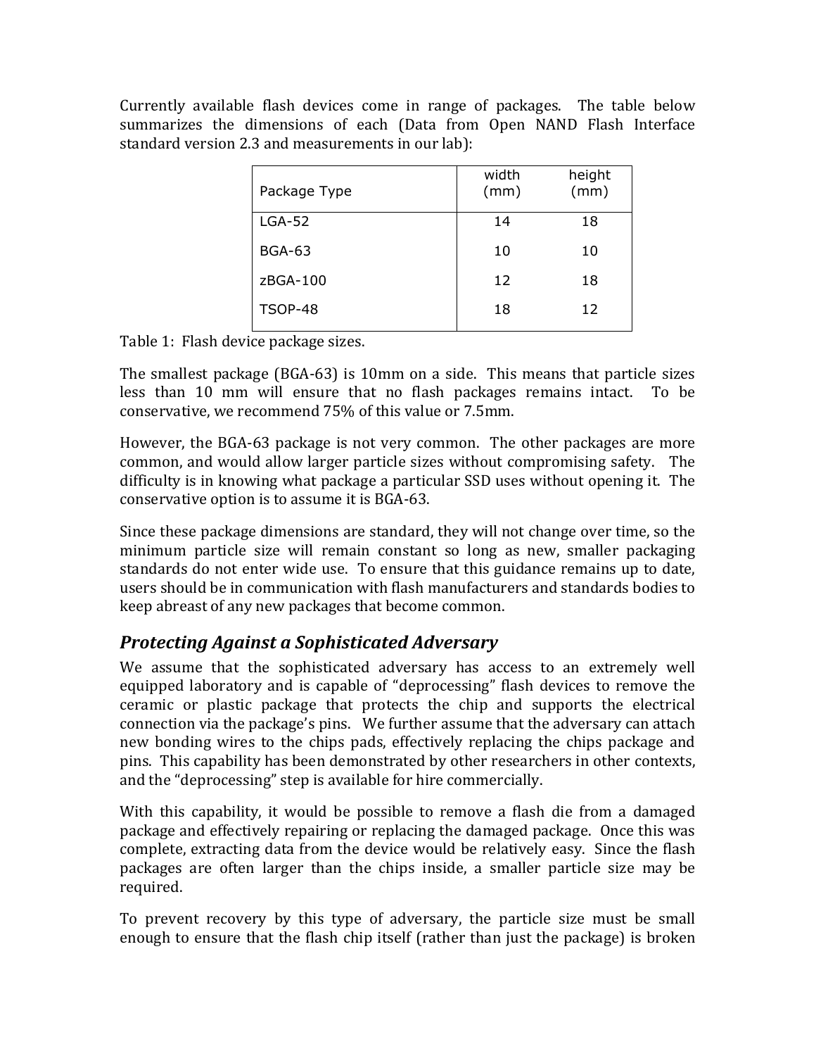Currently available flash devices come in range of packages. The table below summarizes the dimensions of each (Data from Open NAND Flash Interface standard version 2.3 and measurements in our lab):

| Package Type | width (mm) | height (mm) |
| --- | --- | --- |
| LGA-52 | 14 | 18 |
| BGA-63 | 10 | 10 |
| zBGA-100 | 12 | 18 |
| TSOP-48 | 18 | 12 |

Table 1: Flash device package sizes.

The smallest package (BGA-63) is 10mm on a side. This means that particle sizes less than 10 mm will ensure that no flash packages remains intact. To be conservative, we recommend 75% of this value or 7.5mm.

However, the BGA-63 package is not very common. The other packages are more common, and would allow larger particle sizes without compromising safety. The difficulty is in knowing what package a particular SSD uses without opening it. The conservative option is to assume it is BGA-63.

Since these package dimensions are standard, they will not change over time, so the minimum particle size will remain constant so long as new, smaller packaging standards do not enter wide use. To ensure that this guidance remains up to date, users should be in communication with flash manufacturers and standards bodies to keep abreast of any new packages that become common.

## *Protecting Against a Sophisticated Adversary*

We assume that the sophisticated adversary has access to an extremely well equipped laboratory and is capable of "deprocessing" flash devices to remove the ceramic or plastic package that protects the chip and supports the electrical connection via the package's pins. We further assume that the adversary can attach new bonding wires to the chips pads, effectively replacing the chips package and pins. This capability has been demonstrated by other researchers in other contexts, and the "deprocessing" step is available for hire commercially.

With this capability, it would be possible to remove a flash die from a damaged package and effectively repairing or replacing the damaged package. Once this was complete, extracting data from the device would be relatively easy. Since the flash packages are often larger than the chips inside, a smaller particle size may be required.

To prevent recovery by this type of adversary, the particle size must be small enough to ensure that the flash chip itself (rather than just the package) is broken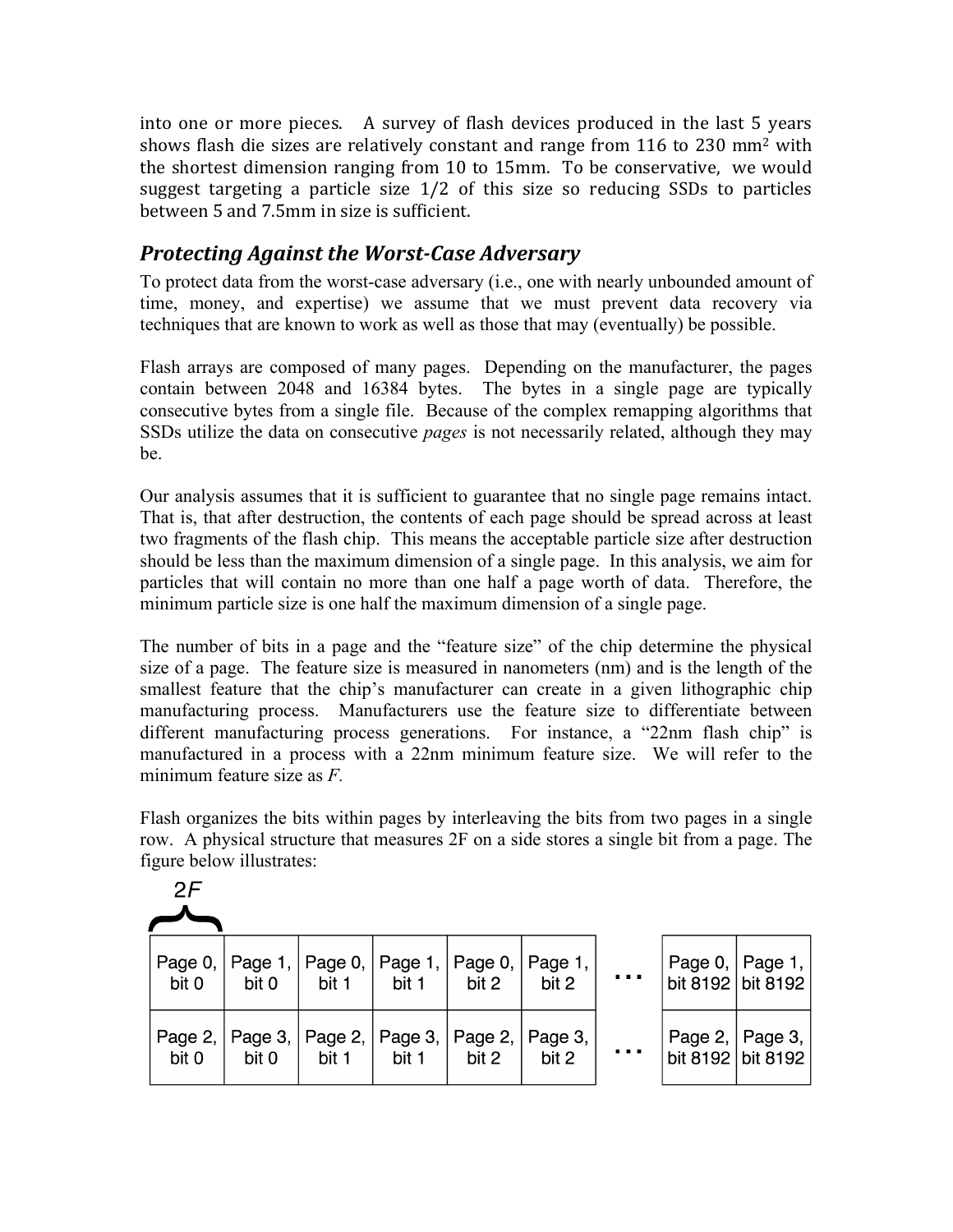into one or more pieces. A survey of flash devices produced in the last 5 years shows flash die sizes are relatively constant and range from 116 to 230 $mm^2$ with the shortest dimension ranging from 10 to 15mm. To be conservative, we would suggest targeting a particle size 1/2 of this size so reducing SSDs to particles between 5 and 7.5mm in size is sufficient.

## *Protecting Against the Worst-Case Adversary*

To protect data from the worst-case adversary (i.e., one with nearly unbounded amount of time, money, and expertise) we assume that we must prevent data recovery via techniques that are known to work as well as those that may (eventually) be possible.

Flash arrays are composed of many pages. Depending on the manufacturer, the pages contain between 2048 and 16384 bytes. The bytes in a single page are typically consecutive bytes from a single file. Because of the complex remapping algorithms that SSDs utilize the data on consecutive *pages* is not necessarily related, although they may be.

Our analysis assumes that it is sufficient to guarantee that no single page remains intact. That is, that after destruction, the contents of each page should be spread across at least two fragments of the flash chip. This means the acceptable particle size after destruction should be less than the maximum dimension of a single page. In this analysis, we aim for particles that will contain no more than one half a page worth of data. Therefore, the minimum particle size is one half the maximum dimension of a single page.

The number of bits in a page and the "feature size" of the chip determine the physical size of a page. The feature size is measured in nanometers (nm) and is the length of the smallest feature that the chip's manufacturer can create in a given lithographic chip manufacturing process. Manufacturers use the feature size to differentiate between different manufacturing process generations. For instance, a "22nm flash chip" is manufactured in a process with a 22nm minimum feature size. We will refer to the minimum feature size as *F*.

Flash organizes the bits within pages by interleaving the bits from two pages in a single row. A physical structure that measures 2F on a side stores a single bit from a page. The figure below illustrates:

2F

| Page 0, bit 0 | Page 1, bit 0 | Page 0, bit 1 | Page 1, bit 1 | Page 0, bit 2 | Page 1, bit 2 | … | Page 0, bit 8192 | Page 1, bit 8192 |
|---|---|---|---|---|---|---|---|---|
| Page 2, bit 0 | Page 3, bit 0 | Page 2, bit 1 | Page 3, bit 1 | Page 2, bit 2 | Page 3, bit 2 | … | Page 2, bit 8192 | Page 3, bit 8192 |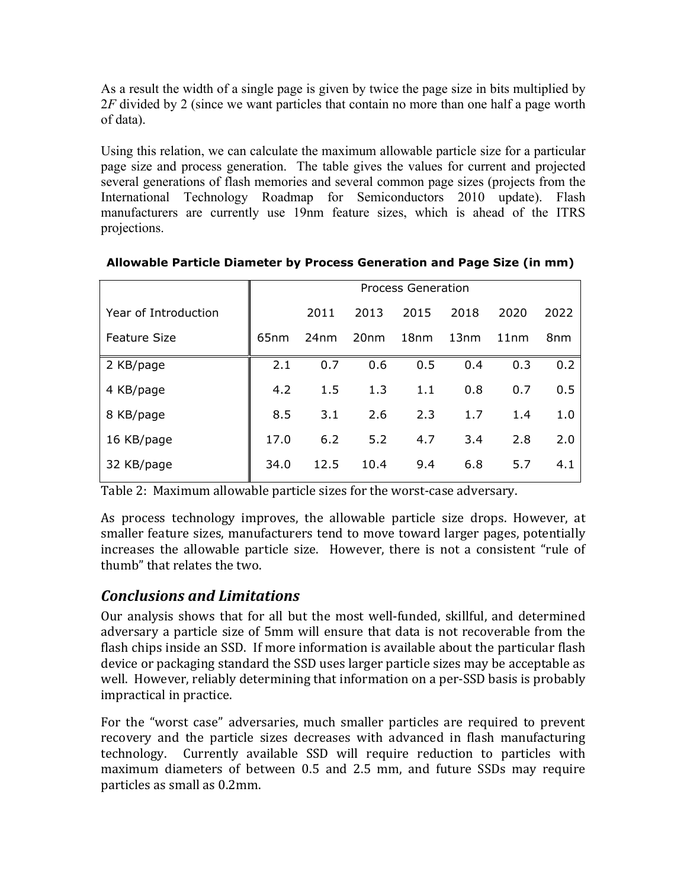As a result the width of a single page is given by twice the page size in bits multiplied by 2$F$ divided by 2 (since we want particles that contain no more than one half a page worth of data).

Using this relation, we can calculate the maximum allowable particle size for a particular page size and process generation. The table gives the values for current and projected several generations of flash memories and several common page sizes (projects from the International Technology Roadmap for Semiconductors 2010 update). Flash manufacturers are currently use 19nm feature sizes, which is ahead of the ITRS projections.

**Allowable Particle Diameter by Process Generation and Page Size (in mm)**

| | Process Generation | | | | | | |
|---|---|---|---|---|---|---|---|
| Year of Introduction | | 2011 | 2013 | 2015 | 2018 | 2020 | 2022 |
| Feature Size | 65nm | 24nm | 20nm | 18nm | 13nm | 11nm | 8nm |
| 2 KB/page | 2.1 | 0.7 | 0.6 | 0.5 | 0.4 | 0.3 | 0.2 |
| 4 KB/page | 4.2 | 1.5 | 1.3 | 1.1 | 0.8 | 0.7 | 0.5 |
| 8 KB/page | 8.5 | 3.1 | 2.6 | 2.3 | 1.7 | 1.4 | 1.0 |
| 16 KB/page | 17.0 | 6.2 | 5.2 | 4.7 | 3.4 | 2.8 | 2.0 |
| 32 KB/page | 34.0 | 12.5 | 10.4 | 9.4 | 6.8 | 5.7 | 4.1 |

Table 2: Maximum allowable particle sizes for the worst-case adversary.

As process technology improves, the allowable particle size drops. However, at smaller feature sizes, manufacturers tend to move toward larger pages, potentially increases the allowable particle size. However, there is not a consistent "rule of thumb" that relates the two.

## *Conclusions and Limitations*

Our analysis shows that for all but the most well-funded, skillful, and determined adversary a particle size of 5mm will ensure that data is not recoverable from the flash chips inside an SSD. If more information is available about the particular flash device or packaging standard the SSD uses larger particle sizes may be acceptable as well. However, reliably determining that information on a per-SSD basis is probably impractical in practice.

For the "worst case" adversaries, much smaller particles are required to prevent recovery and the particle sizes decreases with advanced in flash manufacturing technology. Currently available SSD will require reduction to particles with maximum diameters of between 0.5 and 2.5 mm, and future SSDs may require particles as small as 0.2mm.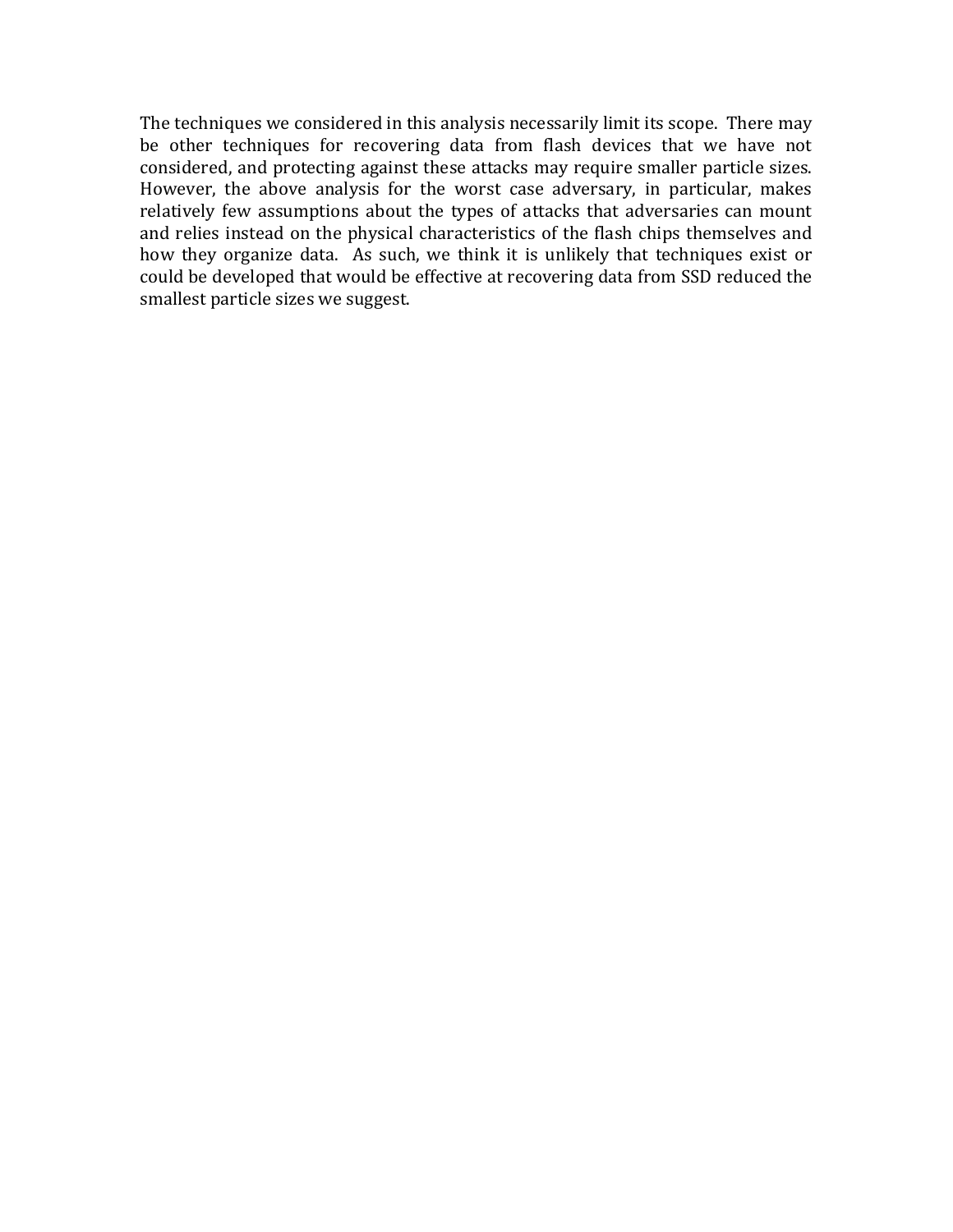The techniques we considered in this analysis necessarily limit its scope. There may be other techniques for recovering data from flash devices that we have not considered, and protecting against these attacks may require smaller particle sizes. However, the above analysis for the worst case adversary, in particular, makes relatively few assumptions about the types of attacks that adversaries can mount and relies instead on the physical characteristics of the flash chips themselves and how they organize data. As such, we think it is unlikely that techniques exist or could be developed that would be effective at recovering data from SSD reduced the smallest particle sizes we suggest.